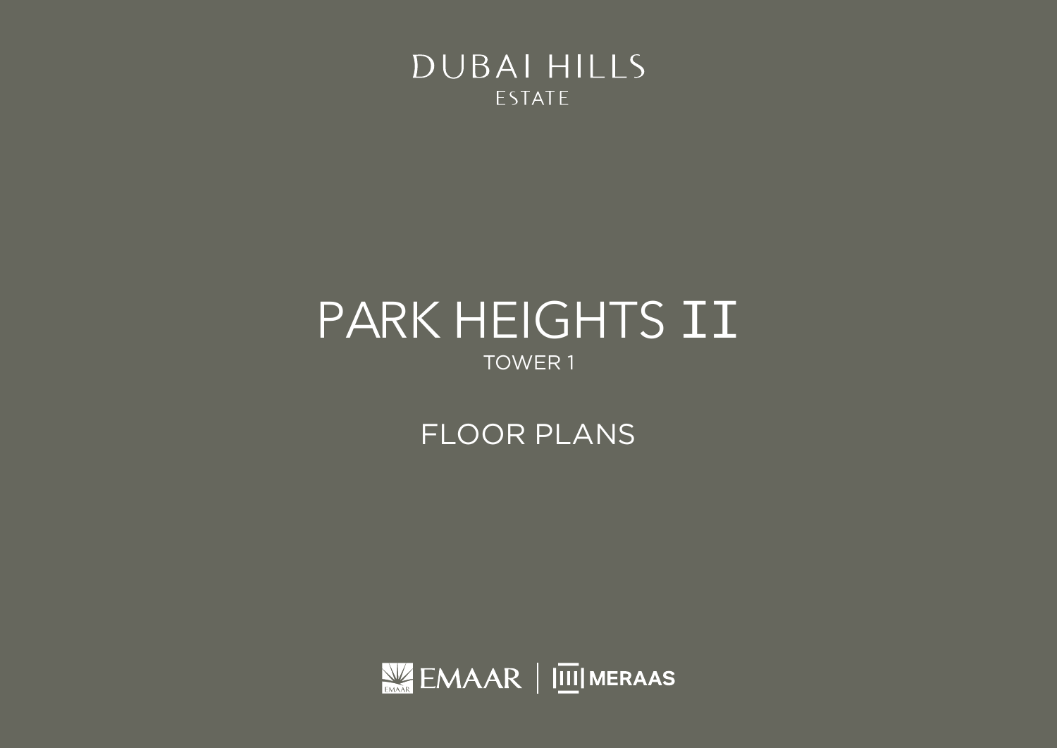DUBAI HILLS
ESTATE

# PARK HEIGHTS II

TOWER 1

## FLOOR PLANS

EMAAR | MERAAS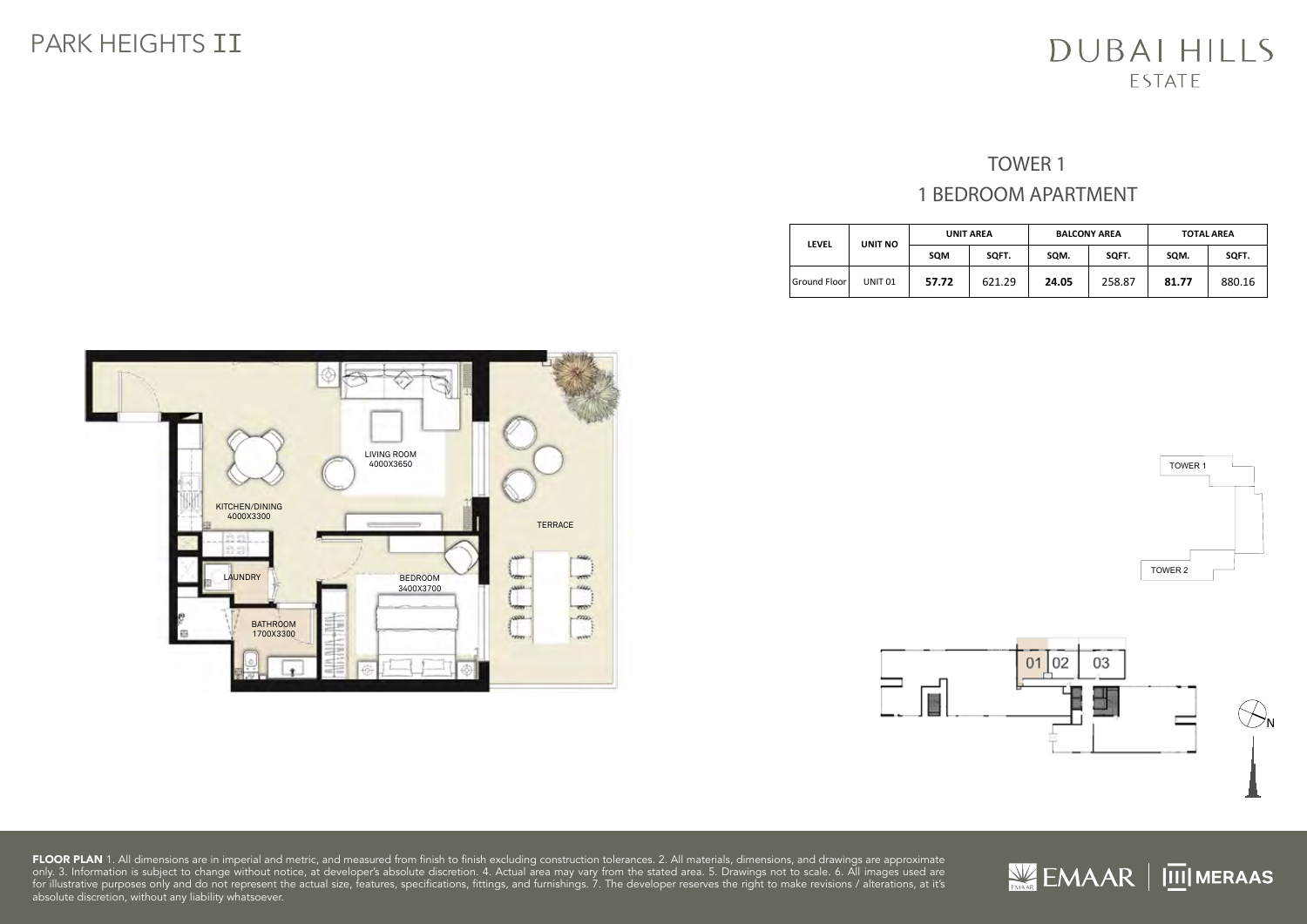# PARK HEIGHTS II

DUBAI HILLS ESTATE

## TOWER 1

## 1 BEDROOM APARTMENT

| LEVEL | UNIT NO | UNIT AREA | | BALCONY AREA | | TOTAL AREA | |
|---|---|---|---|---|---|---|---|
| | | SQM | SQFT. | SQM. | SQFT. | SQM. | SQFT. |
| Ground Floor | UNIT 01 | **57.72** | 621.29 | **24.05** | 258.87 | **81.77** | 880.16 |

LIVING ROOM 4000X3650

KITCHEN/DINING 4000X3300

TERRACE

LAUNDRY

BEDROOM 3400X3700

BATHROOM 1700X3300

TOWER 1

TOWER 2

01 02 03

N

**FLOOR PLAN** 1. All dimensions are in imperial and metric, and measured from finish to finish excluding construction tolerances. 2. All materials, dimensions, and drawings are approximate only. 3. Information is subject to change without notice, at developer's absolute discretion. 4. Actual area may vary from the stated area. 5. Drawings not to scale. 6. All images used are for illustrative purposes only and do not represent the actual size, features, specifications, fittings, and furnishings. 7. The developer reserves the right to make revisions / alterations, at it's absolute discretion, without any liability whatsoever.

EMAAR | MERAAS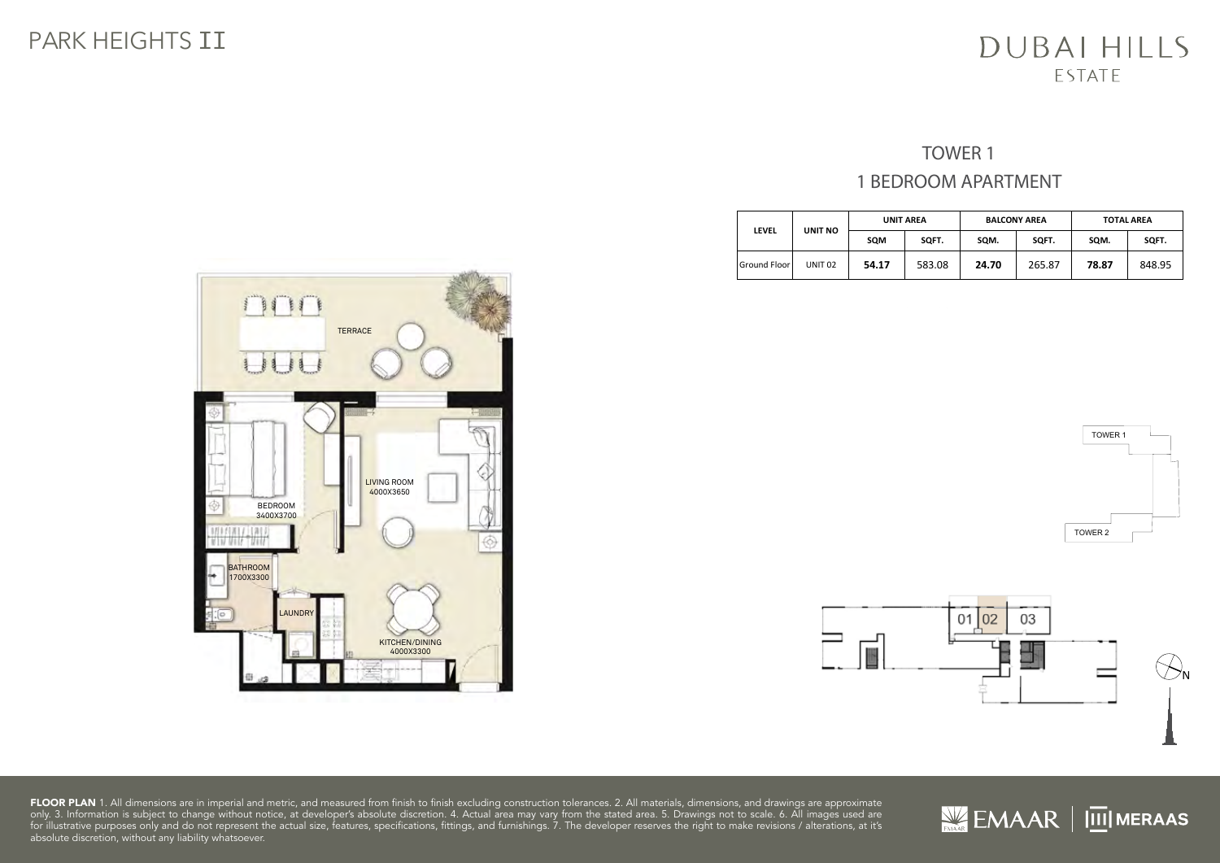PARK HEIGHTS II

DUBAI HILLS ESTATE

## TOWER 1

## 1 BEDROOM APARTMENT

| LEVEL | UNIT NO | UNIT AREA | | BALCONY AREA | | TOTAL AREA | |
|---|---|---|---|---|---|---|---|
| | | SQM | SQFT. | SQM. | SQFT. | SQM. | SQFT. |
| Ground Floor | UNIT 02 | **54.17** | 583.08 | **24.70** | 265.87 | **78.87** | 848.95 |

TERRACE

BEDROOM 3400X3700

LIVING ROOM 4000X3650

BATHROOM 1700X3300

LAUNDRY

KITCHEN/DINING 4000X3300

TOWER 1

TOWER 2

01 02 03

N

**FLOOR PLAN** 1. All dimensions are in imperial and metric, and measured from finish to finish excluding construction tolerances. 2. All materials, dimensions, and drawings are approximate only. 3. Information is subject to change without notice, at developer's absolute discretion. 4. Actual area may vary from the stated area. 5. Drawings not to scale. 6. All images used are for illustrative purposes only and do not represent the actual size, features, specifications, fittings, and furnishings. 7. The developer reserves the right to make revisions / alterations, at it's absolute discretion, without any liability whatsoever.

EMAAR | MERAAS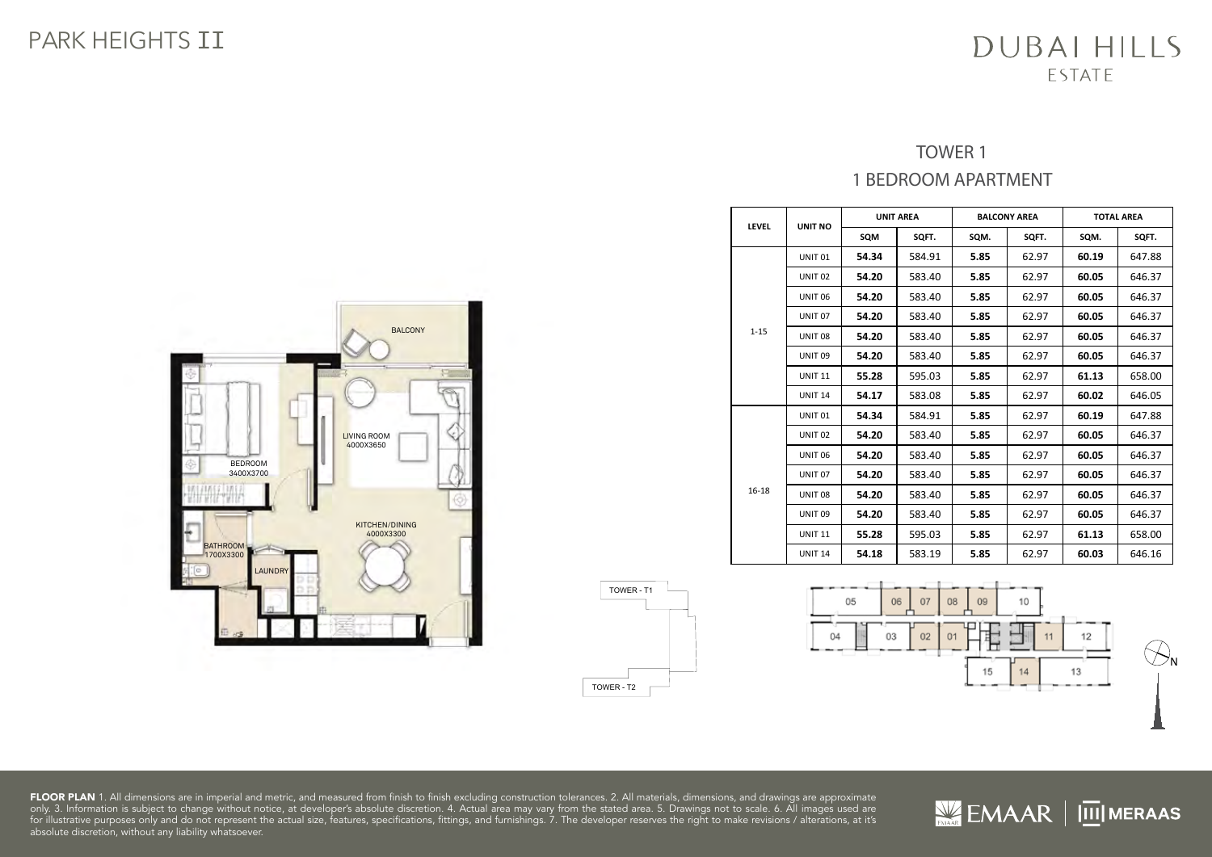PARK HEIGHTS II

DUBAI HILLS ESTATE

## TOWER 1
## 1 BEDROOM APARTMENT

| LEVEL | UNIT NO | UNIT AREA | | BALCONY AREA | | TOTAL AREA | |
|---|---|---|---|---|---|---|---|
| | | SQM | SQFT. | SQM. | SQFT. | SQM. | SQFT. |
| 1-15 | UNIT 01 | **54.34** | 584.91 | **5.85** | 62.97 | **60.19** | 647.88 |
| | UNIT 02 | **54.20** | 583.40 | **5.85** | 62.97 | **60.05** | 646.37 |
| | UNIT 06 | **54.20** | 583.40 | **5.85** | 62.97 | **60.05** | 646.37 |
| | UNIT 07 | **54.20** | 583.40 | **5.85** | 62.97 | **60.05** | 646.37 |
| | UNIT 08 | **54.20** | 583.40 | **5.85** | 62.97 | **60.05** | 646.37 |
| | UNIT 09 | **54.20** | 583.40 | **5.85** | 62.97 | **60.05** | 646.37 |
| | UNIT 11 | **55.28** | 595.03 | **5.85** | 62.97 | **61.13** | 658.00 |
| | UNIT 14 | **54.17** | 583.08 | **5.85** | 62.97 | **60.02** | 646.05 |
| 16-18 | UNIT 01 | **54.34** | 584.91 | **5.85** | 62.97 | **60.19** | 647.88 |
| | UNIT 02 | **54.20** | 583.40 | **5.85** | 62.97 | **60.05** | 646.37 |
| | UNIT 06 | **54.20** | 583.40 | **5.85** | 62.97 | **60.05** | 646.37 |
| | UNIT 07 | **54.20** | 583.40 | **5.85** | 62.97 | **60.05** | 646.37 |
| | UNIT 08 | **54.20** | 583.40 | **5.85** | 62.97 | **60.05** | 646.37 |
| | UNIT 09 | **54.20** | 583.40 | **5.85** | 62.97 | **60.05** | 646.37 |
| | UNIT 11 | **55.28** | 595.03 | **5.85** | 62.97 | **61.13** | 658.00 |
| | UNIT 14 | **54.18** | 583.19 | **5.85** | 62.97 | **60.03** | 646.16 |

BALCONY

LIVING ROOM 4000X3650

BEDROOM 3400X3700

KITCHEN/DINING 4000X3300

BATHROOM 1700X3300

LAUNDRY

TOWER - T1

TOWER - T2

N

**FLOOR PLAN** 1. All dimensions are in imperial and metric, and measured from finish to finish excluding construction tolerances. 2. All materials, dimensions, and drawings are approximate only. 3. Information is subject to change without notice, at developer's absolute discretion. 4. Actual area may vary from the stated area. 5. Drawings not to scale. 6. All images used are for illustrative purposes only and do not represent the actual size, features, specifications, fittings, and furnishings. 7. The developer reserves the right to make revisions / alterations, at it's absolute discretion, without any liability whatsoever.

EMAAR | MERAAS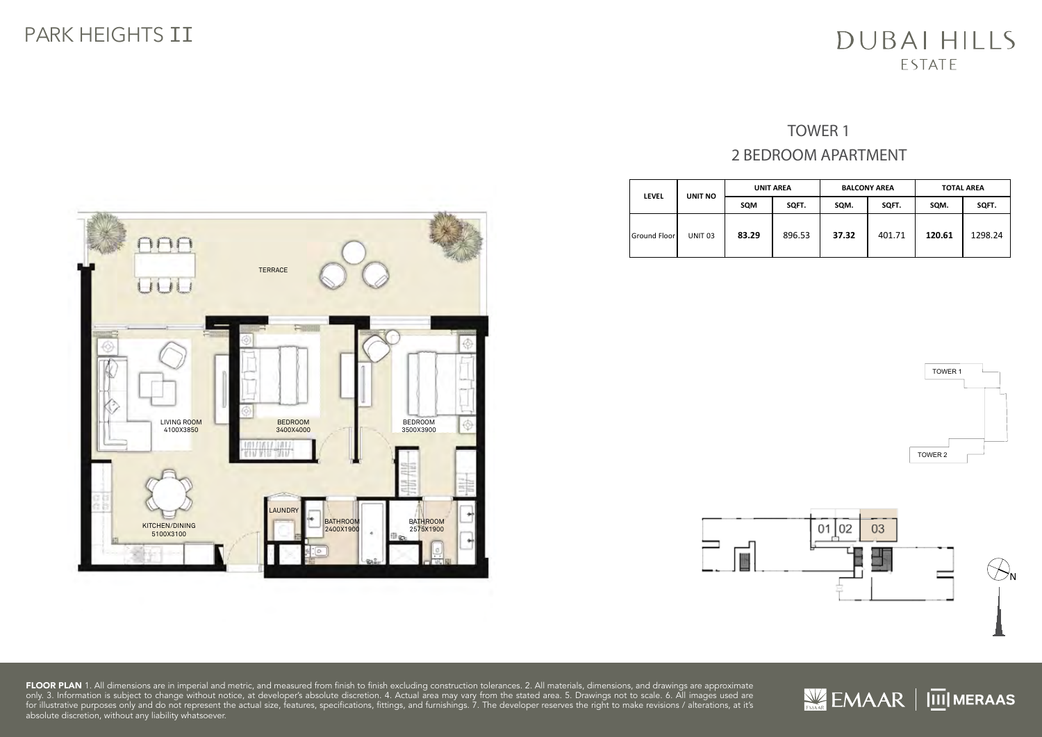# PARK HEIGHTS II

DUBAI HILLS ESTATE

## TOWER 1

## 2 BEDROOM APARTMENT

| LEVEL | UNIT NO | UNIT AREA | | BALCONY AREA | | TOTAL AREA | |
|---|---|---|---|---|---|---|---|
| | | SQM | SQFT. | SQM. | SQFT. | SQM. | SQFT. |
| Ground Floor | UNIT 03 | **83.29** | 896.53 | **37.32** | 401.71 | **120.61** | 1298.24 |

TERRACE

LIVING ROOM 4100X3850

BEDROOM 3400X4000

BEDROOM 3500X3900

KITCHEN/DINING 5100X3100

LAUNDRY

BATHROOM 2400X1900

BATHROOM 2575X1900

TOWER 1

TOWER 2

01 02 03

N

**FLOOR PLAN** 1. All dimensions are in imperial and metric, and measured from finish to finish excluding construction tolerances. 2. All materials, dimensions, and drawings are approximate only. 3. Information is subject to change without notice, at developer's absolute discretion. 4. Actual area may vary from the stated area. 5. Drawings not to scale. 6. All images used are for illustrative purposes only and do not represent the actual size, features, specifications, fittings, and furnishings. 7. The developer reserves the right to make revisions / alterations, at it's absolute discretion, without any liability whatsoever.

EMAAR | MERAAS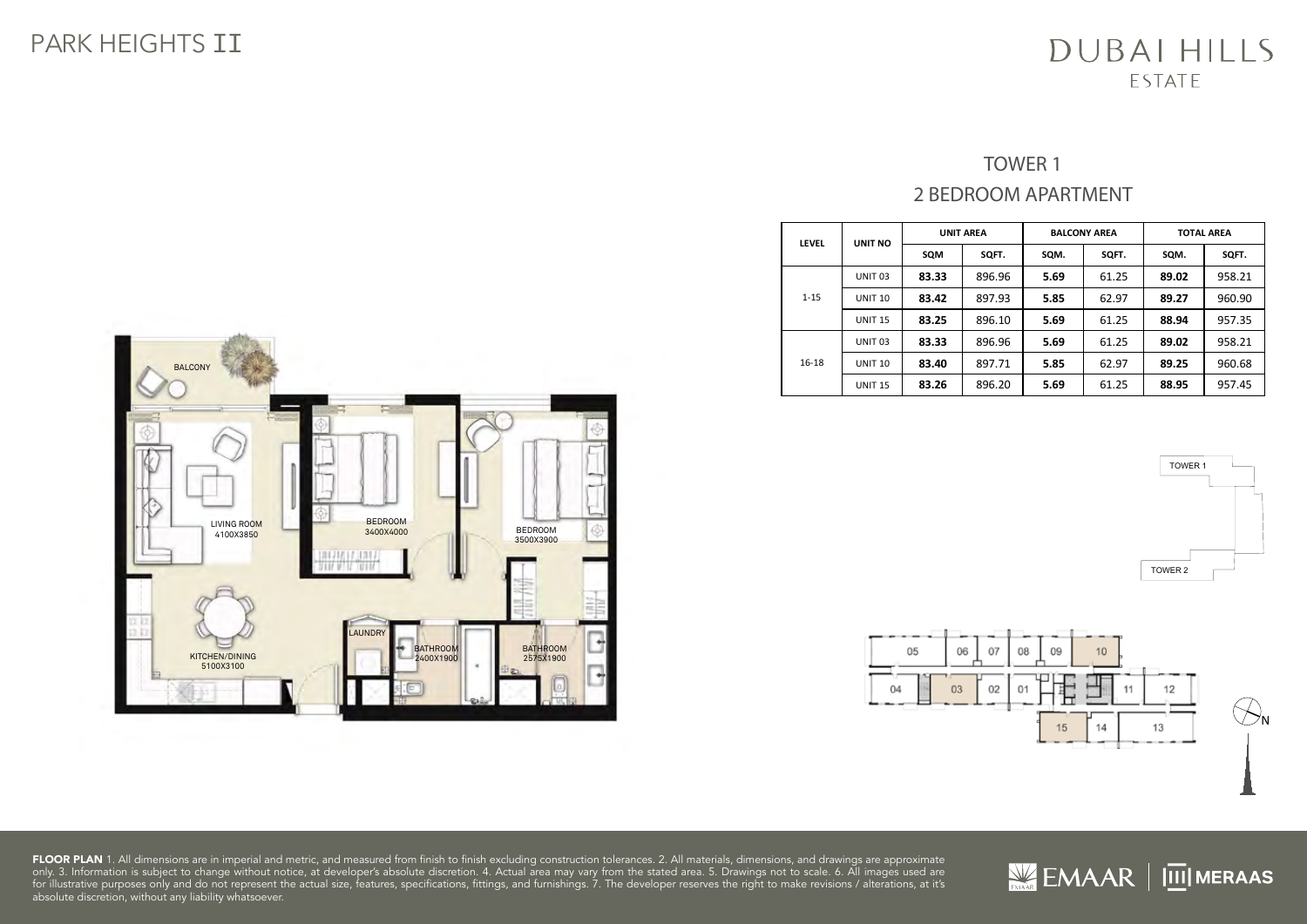PARK HEIGHTS II

DUBAI HILLS ESTATE

## TOWER 1
## 2 BEDROOM APARTMENT

| LEVEL | UNIT NO | UNIT AREA | | BALCONY AREA | | TOTAL AREA | |
|---|---|---|---|---|---|---|---|
| | | SQM | SQFT. | SQM. | SQFT. | SQM. | SQFT. |
| 1-15 | UNIT 03 | **83.33** | 896.96 | **5.69** | 61.25 | **89.02** | 958.21 |
| | UNIT 10 | **83.42** | 897.93 | **5.85** | 62.97 | **89.27** | 960.90 |
| | UNIT 15 | **83.25** | 896.10 | **5.69** | 61.25 | **88.94** | 957.35 |
| 16-18 | UNIT 03 | **83.33** | 896.96 | **5.69** | 61.25 | **89.02** | 958.21 |
| | UNIT 10 | **83.40** | 897.71 | **5.85** | 62.97 | **89.25** | 960.68 |
| | UNIT 15 | **83.26** | 896.20 | **5.69** | 61.25 | **88.95** | 957.45 |

BALCONY

LIVING ROOM 4100X3850

BEDROOM 3400X4000

BEDROOM 3500X3900

KITCHEN/DINING 5100X3100

LAUNDRY

BATHROOM 2400X1900

BATHROOM 2575X1900

TOWER 1

TOWER 2

05 06 07 08 09 10

04 03 02 01 11 12

15 14 13

N

**FLOOR PLAN** 1. All dimensions are in imperial and metric, and measured from finish to finish excluding construction tolerances. 2. All materials, dimensions, and drawings are approximate only. 3. Information is subject to change without notice, at developer's absolute discretion. 4. Actual area may vary from the stated area. 5. Drawings not to scale. 6. All images used are for illustrative purposes only and do not represent the actual size, features, specifications, fittings, and furnishings. 7. The developer reserves the right to make revisions / alterations, at it's absolute discretion, without any liability whatsoever.

EMAAR | MERAAS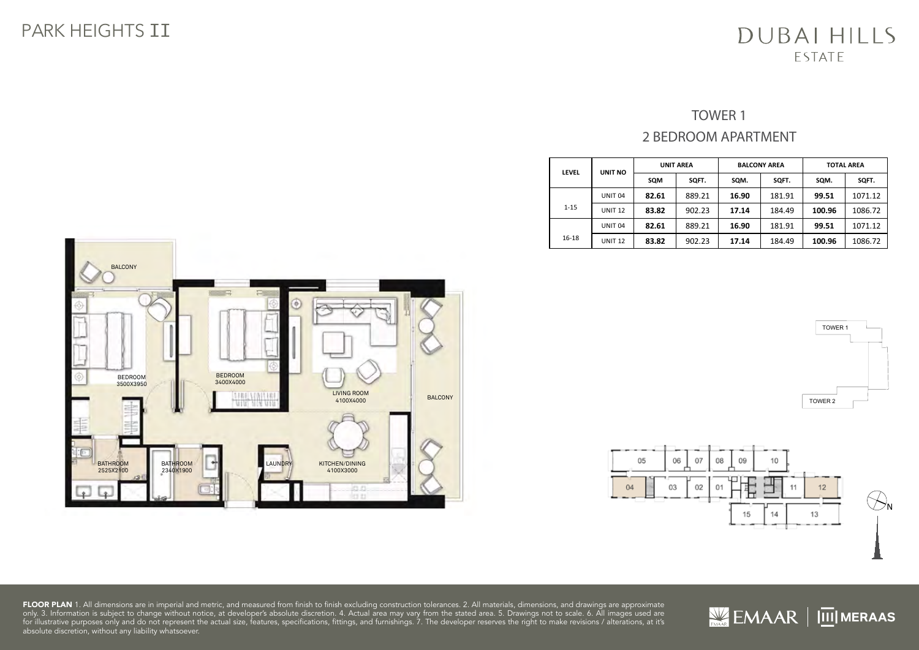# PARK HEIGHTS II

DUBAI HILLS ESTATE

## TOWER 1

## 2 BEDROOM APARTMENT

| LEVEL | UNIT NO | UNIT AREA | | BALCONY AREA | | TOTAL AREA | |
|---|---|---|---|---|---|---|---|
| | | SQM | SQFT. | SQM. | SQFT. | SQM. | SQFT. |
| 1-15 | UNIT 04 | **82.61** | 889.21 | **16.90** | 181.91 | **99.51** | 1071.12 |
| | UNIT 12 | **83.82** | 902.23 | **17.14** | 184.49 | **100.96** | 1086.72 |
| 16-18 | UNIT 04 | **82.61** | 889.21 | **16.90** | 181.91 | **99.51** | 1071.12 |
| | UNIT 12 | **83.82** | 902.23 | **17.14** | 184.49 | **100.96** | 1086.72 |

BALCONY

BEDROOM 3500X3950

BEDROOM 3400X4000

LIVING ROOM 4100X4000

BALCONY

BATHROOM 2525X2100

BATHROOM 2340X1900

LAUNDRY

KITCHEN/DINING 4100X3000

TOWER 1

TOWER 2

05 06 07 08 09 10

04 03 02 01 11 12

15 14 13

N

**FLOOR PLAN** 1. All dimensions are in imperial and metric, and measured from finish to finish excluding construction tolerances. 2. All materials, dimensions, and drawings are approximate only. 3. Information is subject to change without notice, at developer's absolute discretion. 4. Actual area may vary from the stated area. 5. Drawings not to scale. 6. All images used are for illustrative purposes only and do not represent the actual size, features, specifications, fittings, and furnishings. 7. The developer reserves the right to make revisions / alterations, at it's absolute discretion, without any liability whatsoever.

EMAAR | MERAAS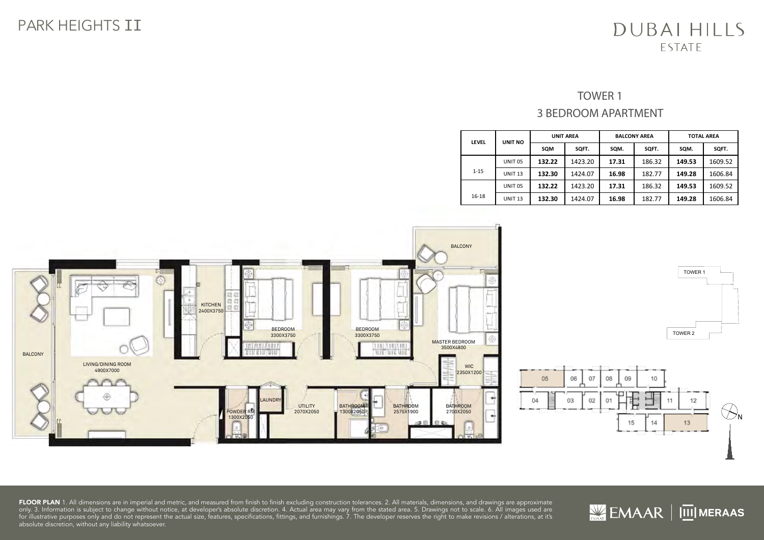PARK HEIGHTS II

DUBAI HILLS ESTATE

## TOWER 1

## 3 BEDROOM APARTMENT

| LEVEL | UNIT NO | UNIT AREA | | BALCONY AREA | | TOTAL AREA | |
|---|---|---|---|---|---|---|---|
| | | SQM | SQFT. | SQM. | SQFT. | SQM. | SQFT. |
| 1-15 | UNIT 05 | **132.22** | 1423.20 | **17.31** | 186.32 | **149.53** | 1609.52 |
| | UNIT 13 | **132.30** | 1424.07 | **16.98** | 182.77 | **149.28** | 1606.84 |
| 16-18 | UNIT 05 | **132.22** | 1423.20 | **17.31** | 186.32 | **149.53** | 1609.52 |
| | UNIT 13 | **132.30** | 1424.07 | **16.98** | 182.77 | **149.28** | 1606.84 |

BALCONY

LIVING/DINING ROOM
4900X7000

KITCHEN
2400X3750

BEDROOM
3300X3750

BEDROOM
3300X3750

BALCONY

MASTER BEDROOM
3500X4800

WIC
2350X1200

POWDER RM
1300X2050

LAUNDRY

UTILITY
2070X2050

BATHROOM
1300X2050

BATHROOM
2575X1900

BATHROOM
2700X2050

TOWER 1

TOWER 2

05 06 07 08 09 10

04 03 02 01 11 12

15 14 13

N

**FLOOR PLAN** 1. All dimensions are in imperial and metric, and measured from finish to finish excluding construction tolerances. 2. All materials, dimensions, and drawings are approximate only. 3. Information is subject to change without notice, at developer's absolute discretion. 4. Actual area may vary from the stated area. 5. Drawings not to scale. 6. All images used are for illustrative purposes only and do not represent the actual size, features, specifications, fittings, and furnishings. 7. The developer reserves the right to make revisions / alterations, at it's absolute discretion, without any liability whatsoever.

EMAAR | MERAAS